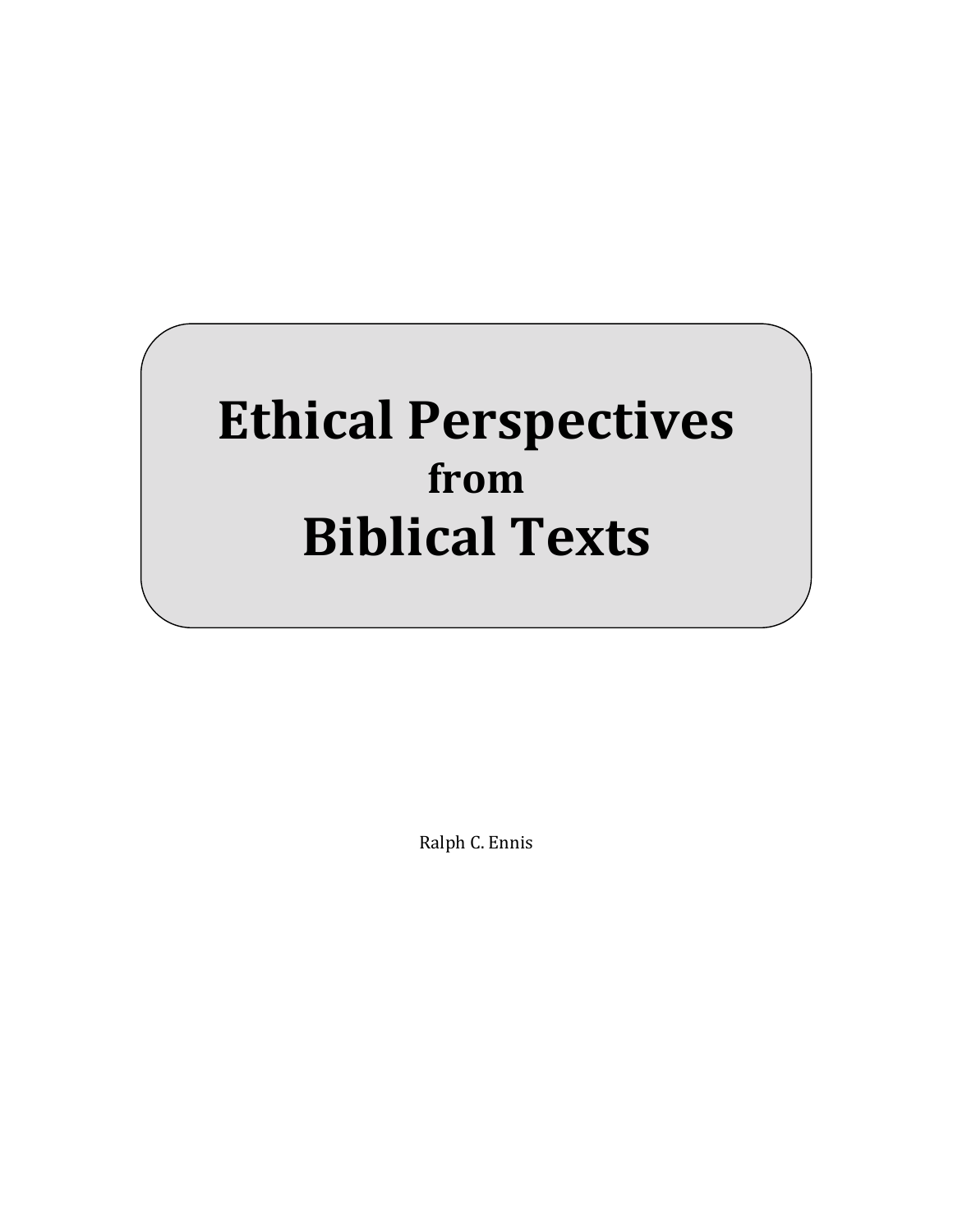# Ethical Perspectives
## from
# Biblical Texts

Ralph C. Ennis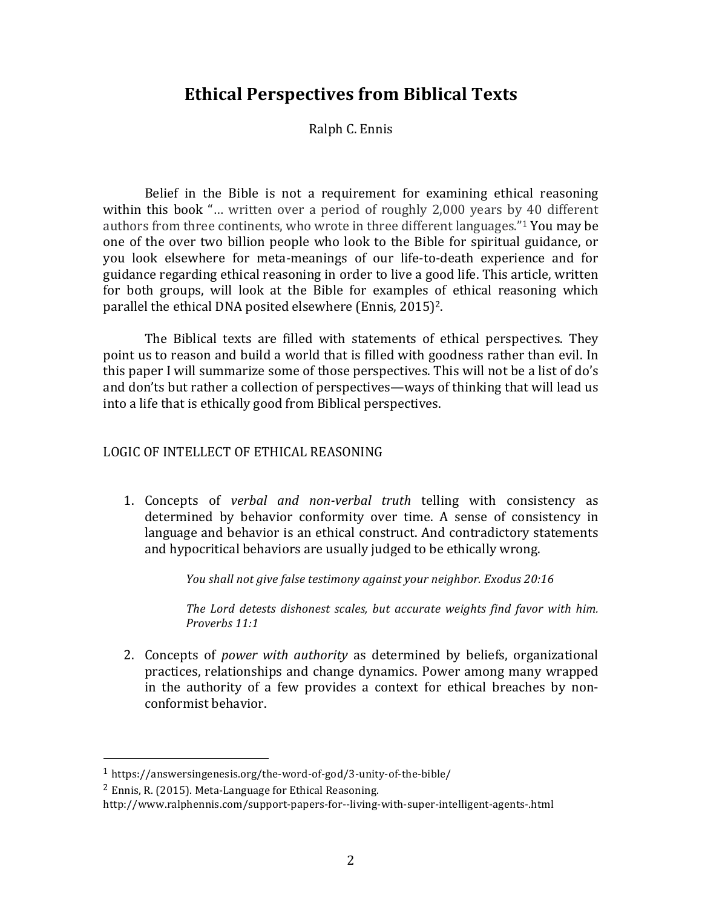# Ethical Perspectives from Biblical Texts

Ralph C. Ennis

Belief in the Bible is not a requirement for examining ethical reasoning within this book "… written over a period of roughly 2,000 years by 40 different authors from three continents, who wrote in three different languages."[1] You may be one of the over two billion people who look to the Bible for spiritual guidance, or you look elsewhere for meta-meanings of our life-to-death experience and for guidance regarding ethical reasoning in order to live a good life. This article, written for both groups, will look at the Bible for examples of ethical reasoning which parallel the ethical DNA posited elsewhere (Ennis, 2015)[2].

The Biblical texts are filled with statements of ethical perspectives. They point us to reason and build a world that is filled with goodness rather than evil. In this paper I will summarize some of those perspectives. This will not be a list of do's and don'ts but rather a collection of perspectives—ways of thinking that will lead us into a life that is ethically good from Biblical perspectives.

## LOGIC OF INTELLECT OF ETHICAL REASONING

1. Concepts of *verbal and non-verbal truth* telling with consistency as determined by behavior conformity over time. A sense of consistency in language and behavior is an ethical construct. And contradictory statements and hypocritical behaviors are usually judged to be ethically wrong.

   > *You shall not give false testimony against your neighbor. Exodus 20:16*
   >
   > *The Lord detests dishonest scales, but accurate weights find favor with him. Proverbs 11:1*

2. Concepts of *power with authority* as determined by beliefs, organizational practices, relationships and change dynamics. Power among many wrapped in the authority of a few provides a context for ethical breaches by non-conformist behavior.

---

[1] https://answersingenesis.org/the-word-of-god/3-unity-of-the-bible/

[2] Ennis, R. (2015). Meta-Language for Ethical Reasoning. http://www.ralphennis.com/support-papers-for--living-with-super-intelligent-agents-.html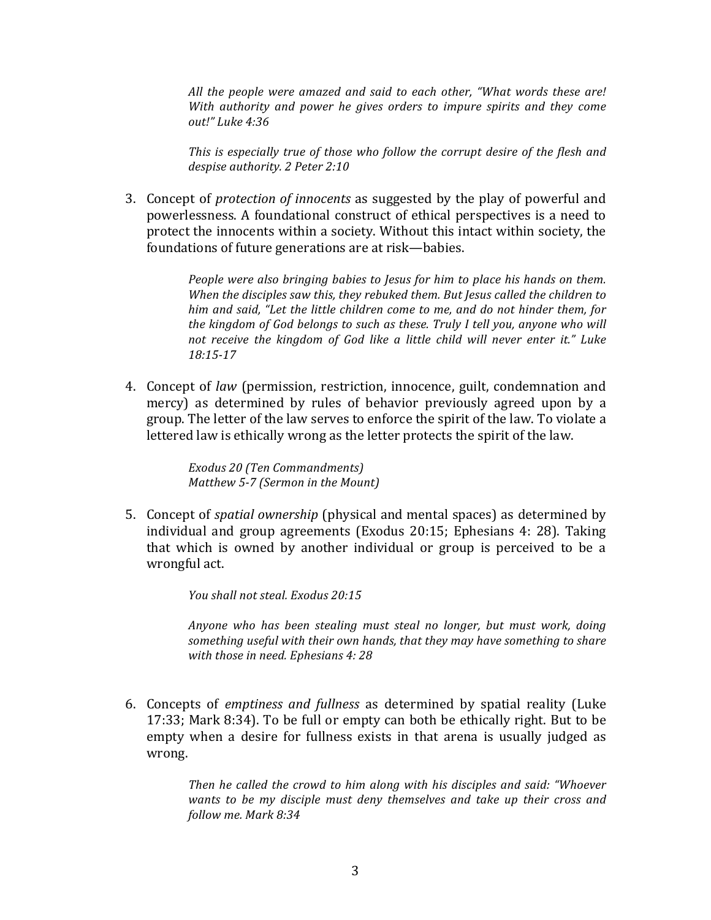> *All the people were amazed and said to each other, "What words these are! With authority and power he gives orders to impure spirits and they come out!" Luke 4:36*
>
> *This is especially true of those who follow the corrupt desire of the flesh and despise authority. 2 Peter 2:10*

3. Concept of *protection of innocents* as suggested by the play of powerful and powerlessness. A foundational construct of ethical perspectives is a need to protect the innocents within a society. Without this intact within society, the foundations of future generations are at risk—babies.

   > *People were also bringing babies to Jesus for him to place his hands on them. When the disciples saw this, they rebuked them. But Jesus called the children to him and said, "Let the little children come to me, and do not hinder them, for the kingdom of God belongs to such as these. Truly I tell you, anyone who will not receive the kingdom of God like a little child will never enter it." Luke 18:15-17*

4. Concept of *law* (permission, restriction, innocence, guilt, condemnation and mercy) as determined by rules of behavior previously agreed upon by a group. The letter of the law serves to enforce the spirit of the law. To violate a lettered law is ethically wrong as the letter protects the spirit of the law.

   > *Exodus 20 (Ten Commandments)*
   > *Matthew 5-7 (Sermon in the Mount)*

5. Concept of *spatial ownership* (physical and mental spaces) as determined by individual and group agreements (Exodus 20:15; Ephesians 4: 28). Taking that which is owned by another individual or group is perceived to be a wrongful act.

   > *You shall not steal. Exodus 20:15*
   >
   > *Anyone who has been stealing must steal no longer, but must work, doing something useful with their own hands, that they may have something to share with those in need. Ephesians 4: 28*

6. Concepts of *emptiness and fullness* as determined by spatial reality (Luke 17:33; Mark 8:34). To be full or empty can both be ethically right. But to be empty when a desire for fullness exists in that arena is usually judged as wrong.

   > *Then he called the crowd to him along with his disciples and said: "Whoever wants to be my disciple must deny themselves and take up their cross and follow me. Mark 8:34*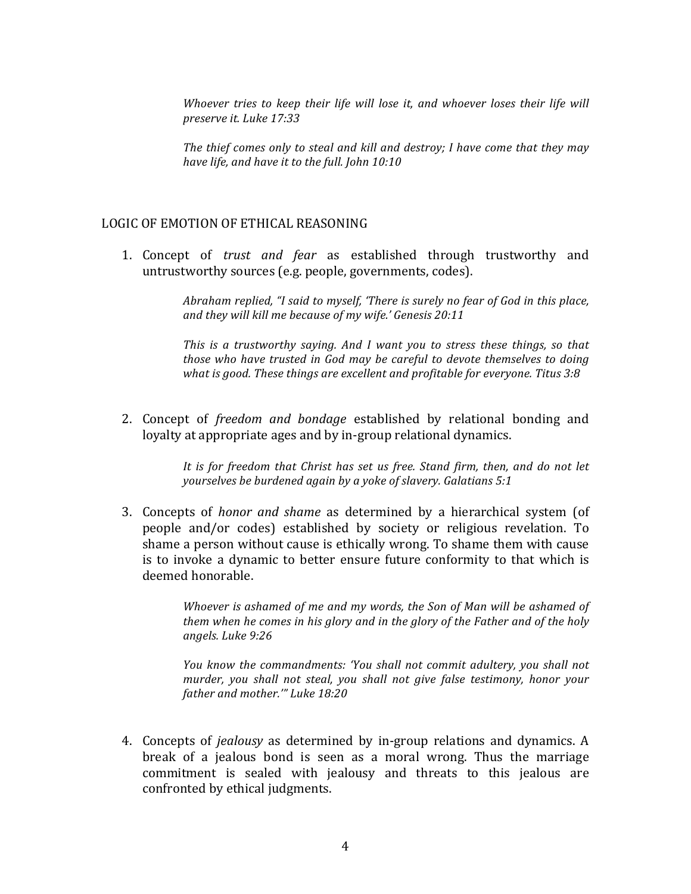> *Whoever tries to keep their life will lose it, and whoever loses their life will preserve it. Luke 17:33*
>
> *The thief comes only to steal and kill and destroy; I have come that they may have life, and have it to the full. John 10:10*

## LOGIC OF EMOTION OF ETHICAL REASONING

1. Concept of *trust and fear* as established through trustworthy and untrustworthy sources (e.g. people, governments, codes).

   > *Abraham replied, "I said to myself, 'There is surely no fear of God in this place, and they will kill me because of my wife.' Genesis 20:11*
   >
   > *This is a trustworthy saying. And I want you to stress these things, so that those who have trusted in God may be careful to devote themselves to doing what is good. These things are excellent and profitable for everyone. Titus 3:8*

2. Concept of *freedom and bondage* established by relational bonding and loyalty at appropriate ages and by in-group relational dynamics.

   > *It is for freedom that Christ has set us free. Stand firm, then, and do not let yourselves be burdened again by a yoke of slavery. Galatians 5:1*

3. Concepts of *honor and shame* as determined by a hierarchical system (of people and/or codes) established by society or religious revelation. To shame a person without cause is ethically wrong. To shame them with cause is to invoke a dynamic to better ensure future conformity to that which is deemed honorable.

   > *Whoever is ashamed of me and my words, the Son of Man will be ashamed of them when he comes in his glory and in the glory of the Father and of the holy angels. Luke 9:26*
   >
   > *You know the commandments: 'You shall not commit adultery, you shall not murder, you shall not steal, you shall not give false testimony, honor your father and mother.'" Luke 18:20*

4. Concepts of *jealousy* as determined by in-group relations and dynamics. A break of a jealous bond is seen as a moral wrong. Thus the marriage commitment is sealed with jealousy and threats to this jealous are confronted by ethical judgments.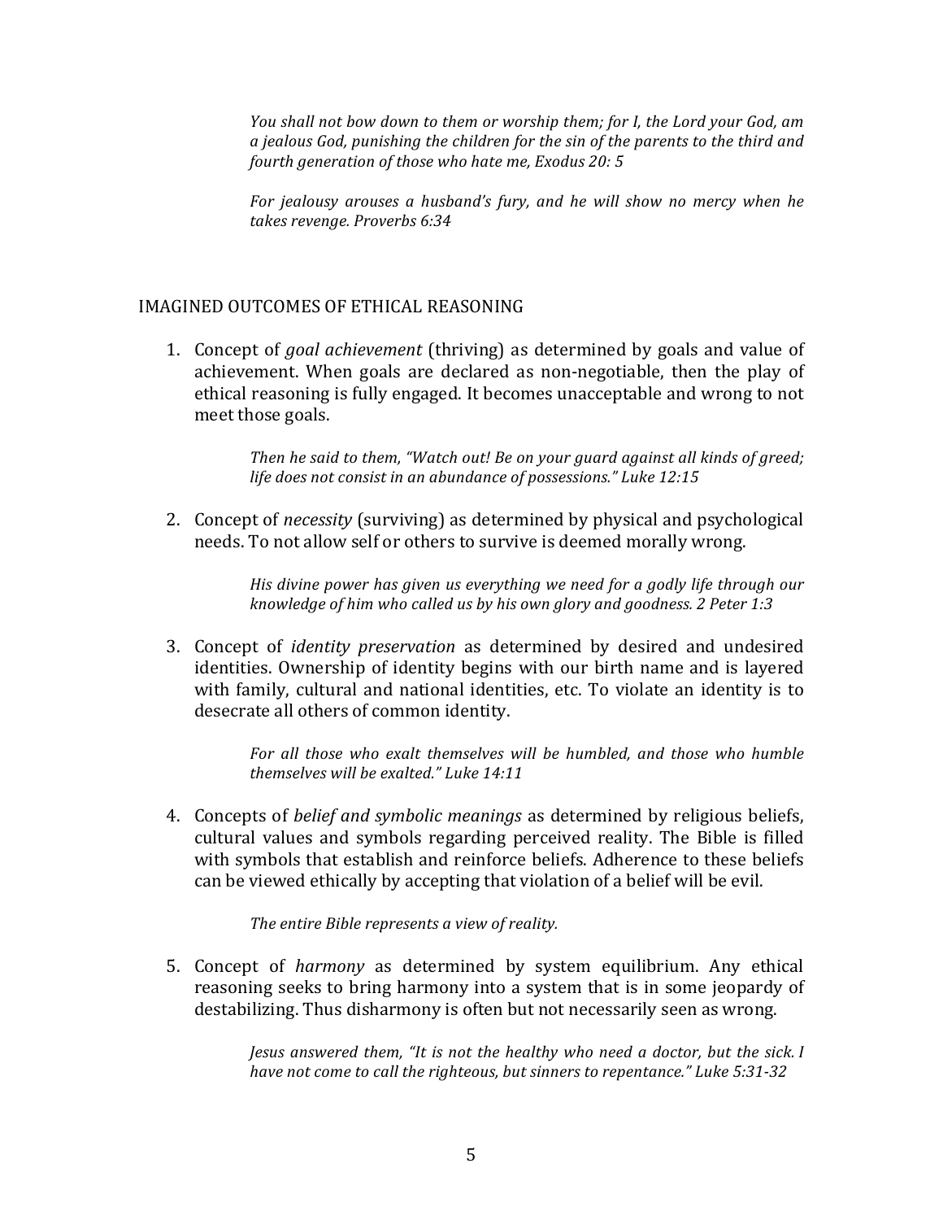*You shall not bow down to them or worship them; for I, the Lord your God, am a jealous God, punishing the children for the sin of the parents to the third and fourth generation of those who hate me, Exodus 20: 5*

*For jealousy arouses a husband's fury, and he will show no mercy when he takes revenge. Proverbs 6:34*

## IMAGINED OUTCOMES OF ETHICAL REASONING

1. Concept of *goal achievement* (thriving) as determined by goals and value of achievement. When goals are declared as non-negotiable, then the play of ethical reasoning is fully engaged. It becomes unacceptable and wrong to not meet those goals.

   > *Then he said to them, "Watch out! Be on your guard against all kinds of greed; life does not consist in an abundance of possessions." Luke 12:15*

2. Concept of *necessity* (surviving) as determined by physical and psychological needs. To not allow self or others to survive is deemed morally wrong.

   > *His divine power has given us everything we need for a godly life through our knowledge of him who called us by his own glory and goodness. 2 Peter 1:3*

3. Concept of *identity preservation* as determined by desired and undesired identities. Ownership of identity begins with our birth name and is layered with family, cultural and national identities, etc. To violate an identity is to desecrate all others of common identity.

   > *For all those who exalt themselves will be humbled, and those who humble themselves will be exalted." Luke 14:11*

4. Concepts of *belief and symbolic meanings* as determined by religious beliefs, cultural values and symbols regarding perceived reality. The Bible is filled with symbols that establish and reinforce beliefs. Adherence to these beliefs can be viewed ethically by accepting that violation of a belief will be evil.

   > *The entire Bible represents a view of reality.*

5. Concept of *harmony* as determined by system equilibrium. Any ethical reasoning seeks to bring harmony into a system that is in some jeopardy of destabilizing. Thus disharmony is often but not necessarily seen as wrong.

   > *Jesus answered them, "It is not the healthy who need a doctor, but the sick. I have not come to call the righteous, but sinners to repentance." Luke 5:31-32*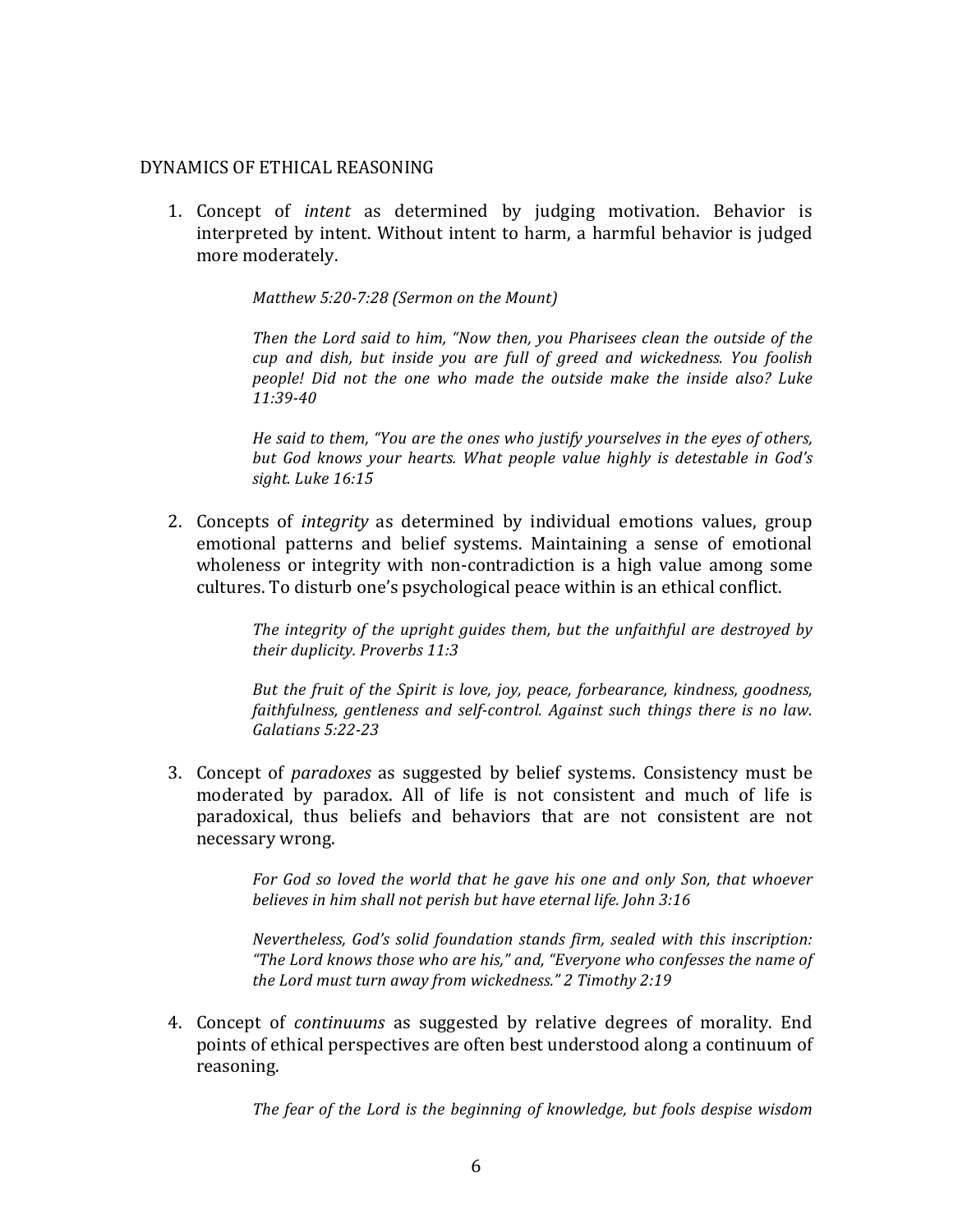DYNAMICS OF ETHICAL REASONING

1. Concept of *intent* as determined by judging motivation. Behavior is interpreted by intent. Without intent to harm, a harmful behavior is judged more moderately.

    > *Matthew 5:20-7:28 (Sermon on the Mount)*
    >
    > *Then the Lord said to him, "Now then, you Pharisees clean the outside of the cup and dish, but inside you are full of greed and wickedness. You foolish people! Did not the one who made the outside make the inside also? Luke 11:39-40*
    >
    > *He said to them, "You are the ones who justify yourselves in the eyes of others, but God knows your hearts. What people value highly is detestable in God's sight. Luke 16:15*

2. Concepts of *integrity* as determined by individual emotions values, group emotional patterns and belief systems. Maintaining a sense of emotional wholeness or integrity with non-contradiction is a high value among some cultures. To disturb one's psychological peace within is an ethical conflict.

    > *The integrity of the upright guides them, but the unfaithful are destroyed by their duplicity. Proverbs 11:3*
    >
    > *But the fruit of the Spirit is love, joy, peace, forbearance, kindness, goodness, faithfulness, gentleness and self-control. Against such things there is no law. Galatians 5:22-23*

3. Concept of *paradoxes* as suggested by belief systems. Consistency must be moderated by paradox. All of life is not consistent and much of life is paradoxical, thus beliefs and behaviors that are not consistent are not necessary wrong.

    > *For God so loved the world that he gave his one and only Son, that whoever believes in him shall not perish but have eternal life. John 3:16*
    >
    > *Nevertheless, God's solid foundation stands firm, sealed with this inscription: "The Lord knows those who are his," and, "Everyone who confesses the name of the Lord must turn away from wickedness." 2 Timothy 2:19*

4. Concept of *continuums* as suggested by relative degrees of morality. End points of ethical perspectives are often best understood along a continuum of reasoning.

    > *The fear of the Lord is the beginning of knowledge, but fools despise wisdom*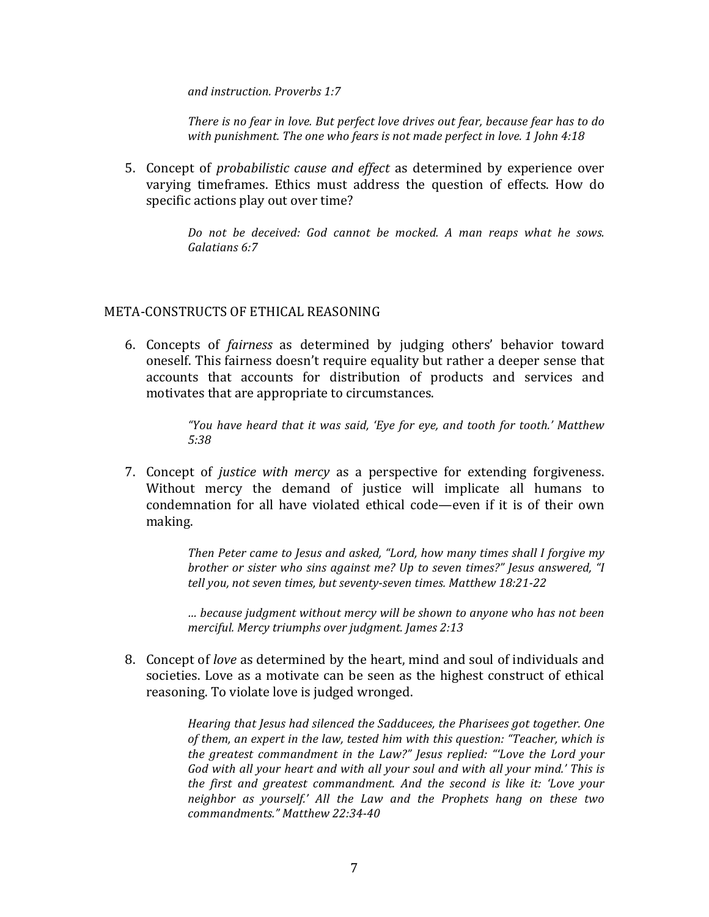*and instruction. Proverbs 1:7*

*There is no fear in love. But perfect love drives out fear, because fear has to do with punishment. The one who fears is not made perfect in love. 1 John 4:18*

5. Concept of *probabilistic cause and effect* as determined by experience over varying timeframes. Ethics must address the question of effects. How do specific actions play out over time?

> *Do not be deceived: God cannot be mocked. A man reaps what he sows. Galatians 6:7*

## META-CONSTRUCTS OF ETHICAL REASONING

6. Concepts of *fairness* as determined by judging others' behavior toward oneself. This fairness doesn't require equality but rather a deeper sense that accounts that accounts for distribution of products and services and motivates that are appropriate to circumstances.

> *"You have heard that it was said, 'Eye for eye, and tooth for tooth.' Matthew 5:38*

7. Concept of *justice with mercy* as a perspective for extending forgiveness. Without mercy the demand of justice will implicate all humans to condemnation for all have violated ethical code—even if it is of their own making.

> *Then Peter came to Jesus and asked, "Lord, how many times shall I forgive my brother or sister who sins against me? Up to seven times?" Jesus answered, "I tell you, not seven times, but seventy-seven times. Matthew 18:21-22*
>
> *… because judgment without mercy will be shown to anyone who has not been merciful. Mercy triumphs over judgment. James 2:13*

8. Concept of *love* as determined by the heart, mind and soul of individuals and societies. Love as a motivate can be seen as the highest construct of ethical reasoning. To violate love is judged wronged.

> *Hearing that Jesus had silenced the Sadducees, the Pharisees got together. One of them, an expert in the law, tested him with this question: "Teacher, which is the greatest commandment in the Law?" Jesus replied: "'Love the Lord your God with all your heart and with all your soul and with all your mind.' This is the first and greatest commandment. And the second is like it: 'Love your neighbor as yourself.' All the Law and the Prophets hang on these two commandments." Matthew 22:34-40*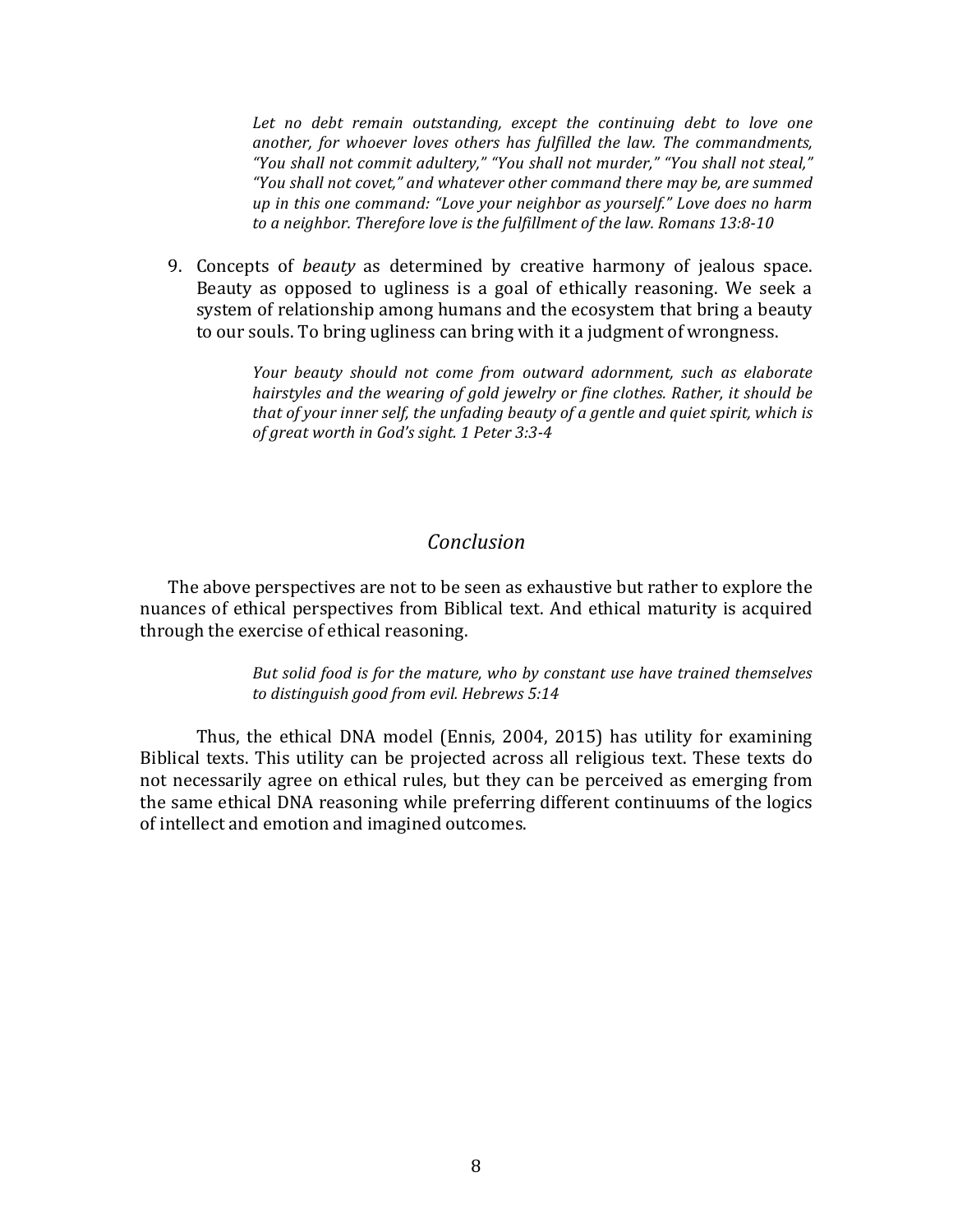> *Let no debt remain outstanding, except the continuing debt to love one another, for whoever loves others has fulfilled the law. The commandments, "You shall not commit adultery," "You shall not murder," "You shall not steal," "You shall not covet," and whatever other command there may be, are summed up in this one command: "Love your neighbor as yourself." Love does no harm to a neighbor. Therefore love is the fulfillment of the law. Romans 13:8-10*

9. Concepts of *beauty* as determined by creative harmony of jealous space. Beauty as opposed to ugliness is a goal of ethically reasoning. We seek a system of relationship among humans and the ecosystem that bring a beauty to our souls. To bring ugliness can bring with it a judgment of wrongness.

> *Your beauty should not come from outward adornment, such as elaborate hairstyles and the wearing of gold jewelry or fine clothes. Rather, it should be that of your inner self, the unfading beauty of a gentle and quiet spirit, which is of great worth in God's sight. 1 Peter 3:3-4*

## *Conclusion*

The above perspectives are not to be seen as exhaustive but rather to explore the nuances of ethical perspectives from Biblical text. And ethical maturity is acquired through the exercise of ethical reasoning.

> *But solid food is for the mature, who by constant use have trained themselves to distinguish good from evil. Hebrews 5:14*

Thus, the ethical DNA model (Ennis, 2004, 2015) has utility for examining Biblical texts. This utility can be projected across all religious text. These texts do not necessarily agree on ethical rules, but they can be perceived as emerging from the same ethical DNA reasoning while preferring different continuums of the logics of intellect and emotion and imagined outcomes.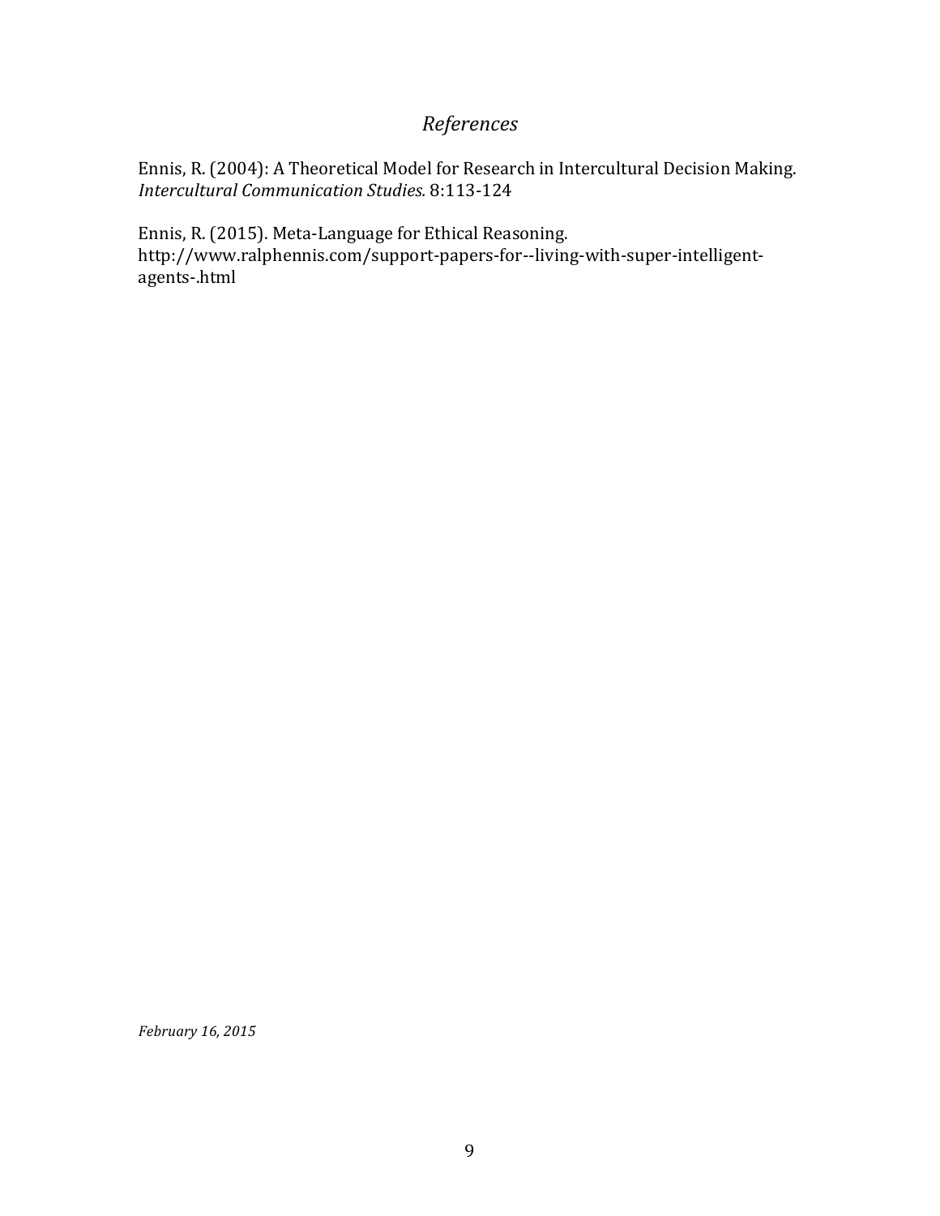## *References*

Ennis, R. (2004): A Theoretical Model for Research in Intercultural Decision Making. *Intercultural Communication Studies.* 8:113-124

Ennis, R. (2015). Meta-Language for Ethical Reasoning. http://www.ralphennis.com/support-papers-for--living-with-super-intelligent-agents-.html

*February 16, 2015*